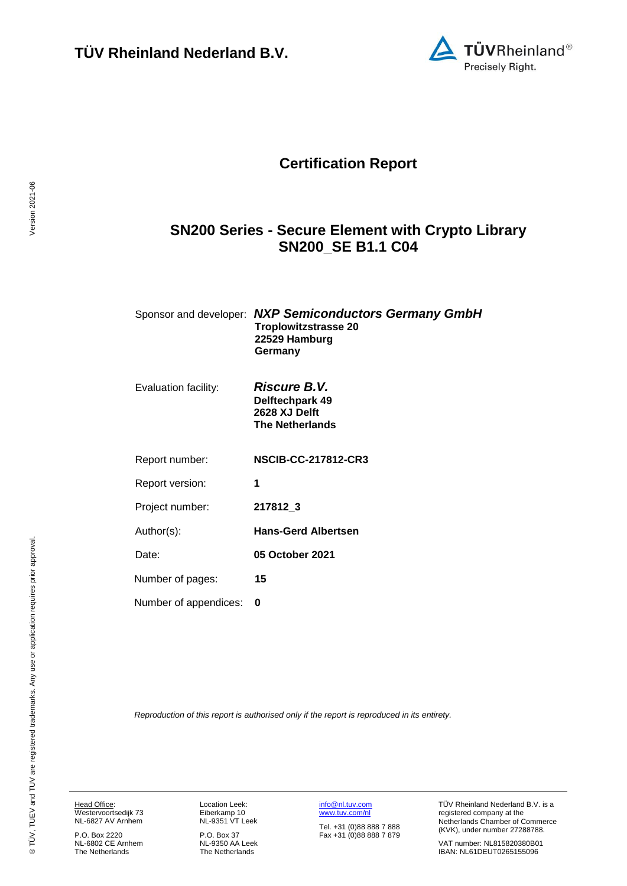**TÜV Rheinland Nederland B.V.**

# Certification Report

## SN200 Series - Secure Element with Crypto Library SN200_SE B1.1 C04

| | |
|---|---|
| Sponsor and developer: | ***NXP Semiconductors Germany GmbH*** **Troplowitzstrasse 20** **22529 Hamburg** **Germany** |
| Evaluation facility: | ***Riscure B.V.*** **Delftechpark 49** **2628 XJ Delft** **The Netherlands** |
| Report number: | **NSCIB-CC-217812-CR3** |
| Report version: | **1** |
| Project number: | **217812_3** |
| Author(s): | **Hans-Gerd Albertsen** |
| Date: | **05 October 2021** |
| Number of pages: | **15** |
| Number of appendices: | **0** |

*Reproduction of this report is authorised only if the report is reproduced in its entirety.*

Head Office:
Westervoortsedijk 73
NL-6827 AV Arnhem

P.O. Box 2220
NL-6802 CE Arnhem
The Netherlands

Location Leek:
Eiberkamp 10
NL-9351 VT Leek

P.O. Box 37
NL-9350 AA Leek
The Netherlands

info@nl.tuv.com
www.tuv.com/nl

Tel. +31 (0)88 888 7 888
Fax +31 (0)88 888 7 879

TÜV Rheinland Nederland B.V. is a registered company at the Netherlands Chamber of Commerce (KVK), under number 27288788.

VAT number: NL815820380B01
IBAN: NL61DEUT0265155096

® TÜV, TUEV and TUV are registered trademarks. Any use or application requires prior approval.

Version 2021-06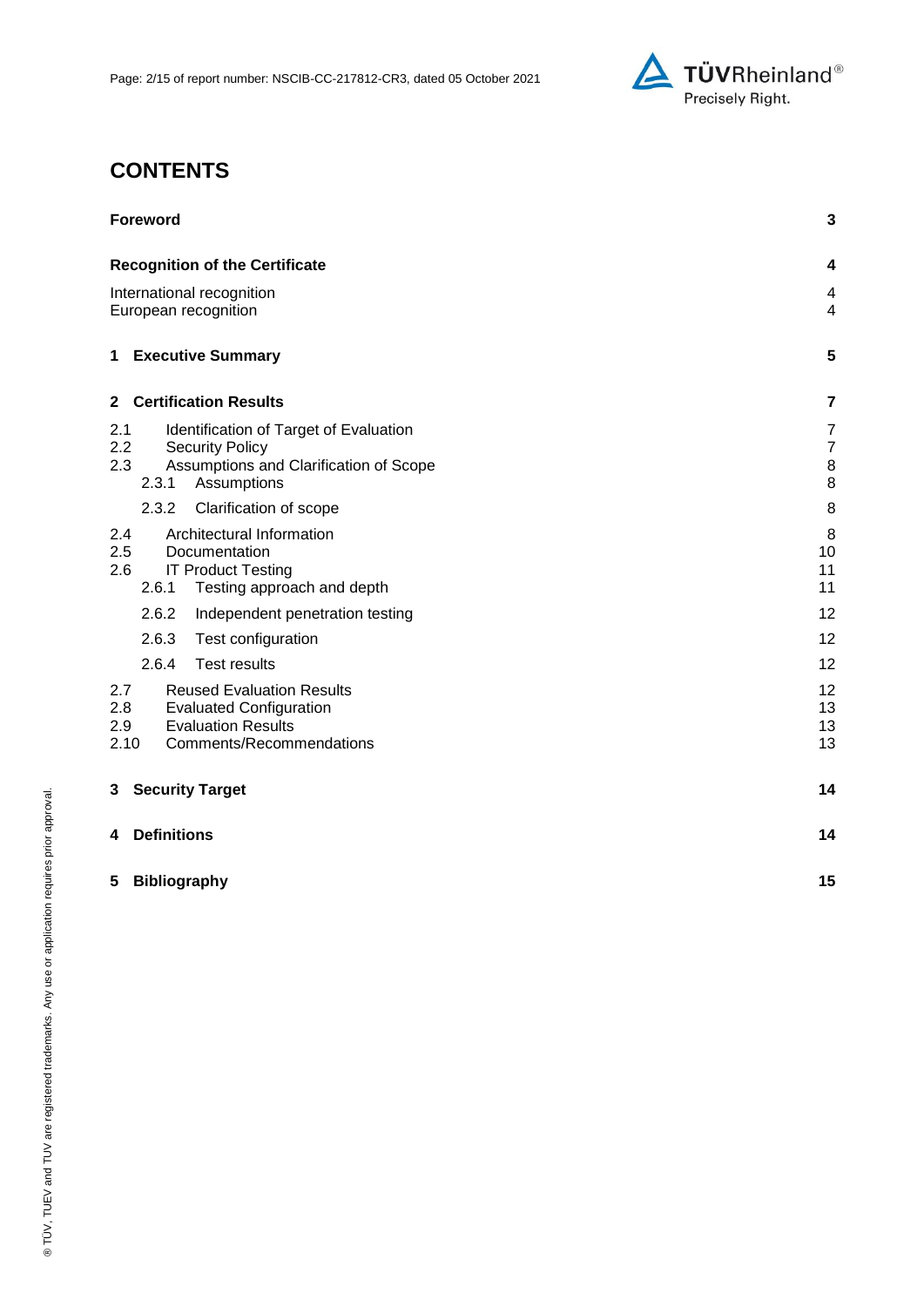# CONTENTS

| | |
|---|---|
| **Foreword** | **3** |
| **Recognition of the Certificate** | **4** |
| International recognition | 4 |
| European recognition | 4 |
| **1 Executive Summary** | **5** |
| **2 Certification Results** | **7** |
| 2.1 Identification of Target of Evaluation | 7 |
| 2.2 Security Policy | 7 |
| 2.3 Assumptions and Clarification of Scope | 8 |
| 2.3.1 Assumptions | 8 |
| 2.3.2 Clarification of scope | 8 |
| 2.4 Architectural Information | 8 |
| 2.5 Documentation | 10 |
| 2.6 IT Product Testing | 11 |
| 2.6.1 Testing approach and depth | 11 |
| 2.6.2 Independent penetration testing | 12 |
| 2.6.3 Test configuration | 12 |
| 2.6.4 Test results | 12 |
| 2.7 Reused Evaluation Results | 12 |
| 2.8 Evaluated Configuration | 13 |
| 2.9 Evaluation Results | 13 |
| 2.10 Comments/Recommendations | 13 |
| **3 Security Target** | **14** |
| **4 Definitions** | **14** |
| **5 Bibliography** | **15** |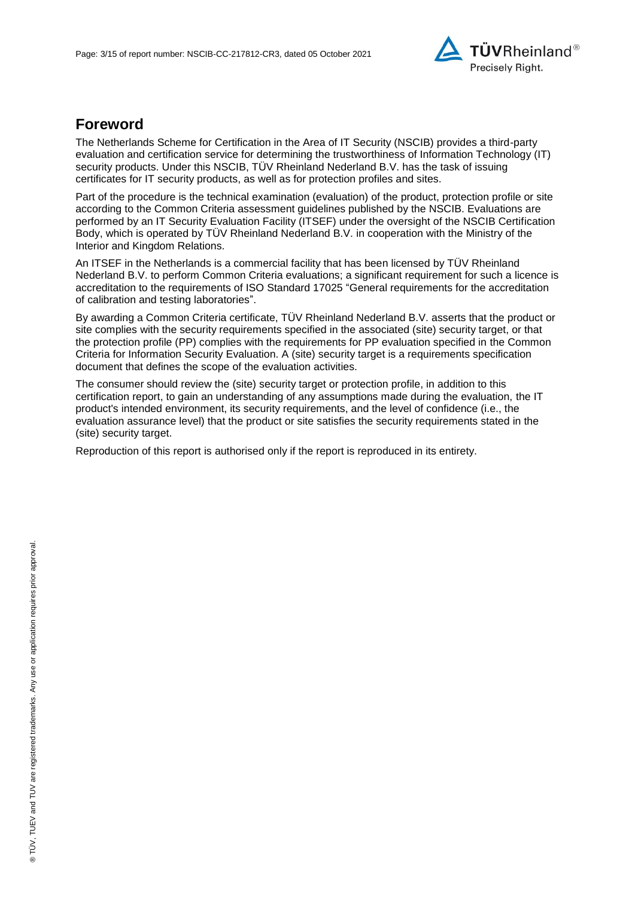## Foreword

The Netherlands Scheme for Certification in the Area of IT Security (NSCIB) provides a third-party evaluation and certification service for determining the trustworthiness of Information Technology (IT) security products. Under this NSCIB, TÜV Rheinland Nederland B.V. has the task of issuing certificates for IT security products, as well as for protection profiles and sites.

Part of the procedure is the technical examination (evaluation) of the product, protection profile or site according to the Common Criteria assessment guidelines published by the NSCIB. Evaluations are performed by an IT Security Evaluation Facility (ITSEF) under the oversight of the NSCIB Certification Body, which is operated by TÜV Rheinland Nederland B.V. in cooperation with the Ministry of the Interior and Kingdom Relations.

An ITSEF in the Netherlands is a commercial facility that has been licensed by TÜV Rheinland Nederland B.V. to perform Common Criteria evaluations; a significant requirement for such a licence is accreditation to the requirements of ISO Standard 17025 "General requirements for the accreditation of calibration and testing laboratories".

By awarding a Common Criteria certificate, TÜV Rheinland Nederland B.V. asserts that the product or site complies with the security requirements specified in the associated (site) security target, or that the protection profile (PP) complies with the requirements for PP evaluation specified in the Common Criteria for Information Security Evaluation. A (site) security target is a requirements specification document that defines the scope of the evaluation activities.

The consumer should review the (site) security target or protection profile, in addition to this certification report, to gain an understanding of any assumptions made during the evaluation, the IT product's intended environment, its security requirements, and the level of confidence (i.e., the evaluation assurance level) that the product or site satisfies the security requirements stated in the (site) security target.

Reproduction of this report is authorised only if the report is reproduced in its entirety.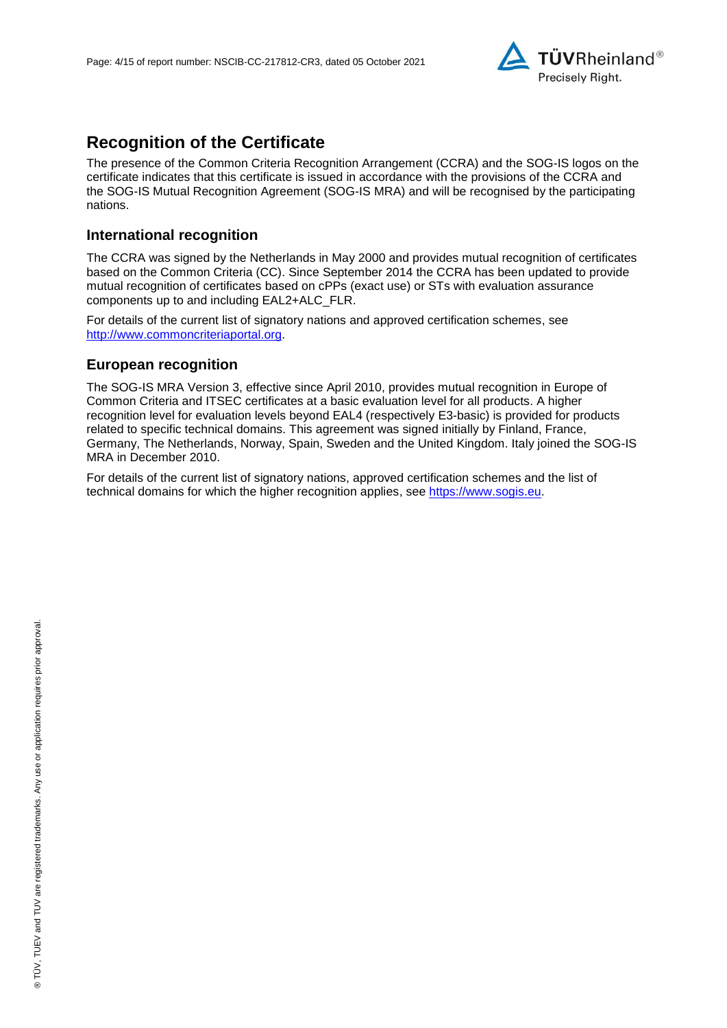## Recognition of the Certificate

The presence of the Common Criteria Recognition Arrangement (CCRA) and the SOG-IS logos on the certificate indicates that this certificate is issued in accordance with the provisions of the CCRA and the SOG-IS Mutual Recognition Agreement (SOG-IS MRA) and will be recognised by the participating nations.

### International recognition

The CCRA was signed by the Netherlands in May 2000 and provides mutual recognition of certificates based on the Common Criteria (CC). Since September 2014 the CCRA has been updated to provide mutual recognition of certificates based on cPPs (exact use) or STs with evaluation assurance components up to and including EAL2+ALC_FLR.

For details of the current list of signatory nations and approved certification schemes, see http://www.commoncriteriaportal.org.

### European recognition

The SOG-IS MRA Version 3, effective since April 2010, provides mutual recognition in Europe of Common Criteria and ITSEC certificates at a basic evaluation level for all products. A higher recognition level for evaluation levels beyond EAL4 (respectively E3-basic) is provided for products related to specific technical domains. This agreement was signed initially by Finland, France, Germany, The Netherlands, Norway, Spain, Sweden and the United Kingdom. Italy joined the SOG-IS MRA in December 2010.

For details of the current list of signatory nations, approved certification schemes and the list of technical domains for which the higher recognition applies, see https://www.sogis.eu.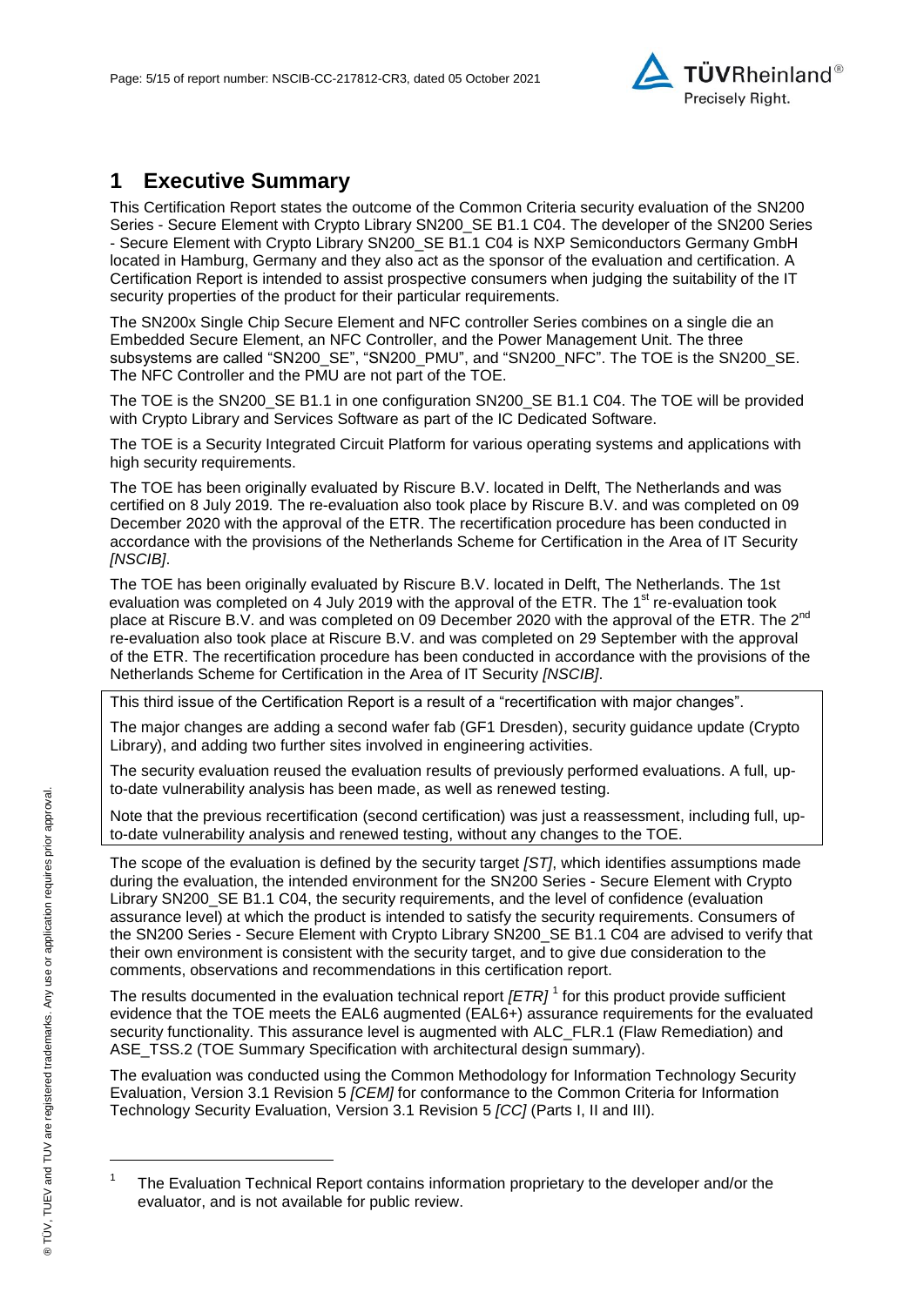# 1 Executive Summary

This Certification Report states the outcome of the Common Criteria security evaluation of the SN200 Series - Secure Element with Crypto Library SN200_SE B1.1 C04. The developer of the SN200 Series - Secure Element with Crypto Library SN200_SE B1.1 C04 is NXP Semiconductors Germany GmbH located in Hamburg, Germany and they also act as the sponsor of the evaluation and certification. A Certification Report is intended to assist prospective consumers when judging the suitability of the IT security properties of the product for their particular requirements.

The SN200x Single Chip Secure Element and NFC controller Series combines on a single die an Embedded Secure Element, an NFC Controller, and the Power Management Unit. The three subsystems are called "SN200_SE", "SN200_PMU", and "SN200_NFC". The TOE is the SN200_SE. The NFC Controller and the PMU are not part of the TOE.

The TOE is the SN200_SE B1.1 in one configuration SN200_SE B1.1 C04. The TOE will be provided with Crypto Library and Services Software as part of the IC Dedicated Software.

The TOE is a Security Integrated Circuit Platform for various operating systems and applications with high security requirements.

The TOE has been originally evaluated by Riscure B.V. located in Delft, The Netherlands and was certified on 8 July 2019. The re-evaluation also took place by Riscure B.V. and was completed on 09 December 2020 with the approval of the ETR. The recertification procedure has been conducted in accordance with the provisions of the Netherlands Scheme for Certification in the Area of IT Security *[NSCIB]*.

The TOE has been originally evaluated by Riscure B.V. located in Delft, The Netherlands. The 1st evaluation was completed on 4 July 2019 with the approval of the ETR. The 1st re-evaluation took place at Riscure B.V. and was completed on 09 December 2020 with the approval of the ETR. The 2nd re-evaluation also took place at Riscure B.V. and was completed on 29 September with the approval of the ETR. The recertification procedure has been conducted in accordance with the provisions of the Netherlands Scheme for Certification in the Area of IT Security *[NSCIB]*.

This third issue of the Certification Report is a result of a "recertification with major changes".

The major changes are adding a second wafer fab (GF1 Dresden), security guidance update (Crypto Library), and adding two further sites involved in engineering activities.

The security evaluation reused the evaluation results of previously performed evaluations. A full, up-to-date vulnerability analysis has been made, as well as renewed testing.

Note that the previous recertification (second certification) was just a reassessment, including full, up-to-date vulnerability analysis and renewed testing, without any changes to the TOE.

The scope of the evaluation is defined by the security target *[ST]*, which identifies assumptions made during the evaluation, the intended environment for the SN200 Series - Secure Element with Crypto Library SN200_SE B1.1 C04, the security requirements, and the level of confidence (evaluation assurance level) at which the product is intended to satisfy the security requirements. Consumers of the SN200 Series - Secure Element with Crypto Library SN200_SE B1.1 C04 are advised to verify that their own environment is consistent with the security target, and to give due consideration to the comments, observations and recommendations in this certification report.

The results documented in the evaluation technical report *[ETR]* [1] for this product provide sufficient evidence that the TOE meets the EAL6 augmented (EAL6+) assurance requirements for the evaluated security functionality. This assurance level is augmented with ALC_FLR.1 (Flaw Remediation) and ASE_TSS.2 (TOE Summary Specification with architectural design summary).

The evaluation was conducted using the Common Methodology for Information Technology Security Evaluation, Version 3.1 Revision 5 *[CEM]* for conformance to the Common Criteria for Information Technology Security Evaluation, Version 3.1 Revision 5 *[CC]* (Parts I, II and III).

[1] The Evaluation Technical Report contains information proprietary to the developer and/or the evaluator, and is not available for public review.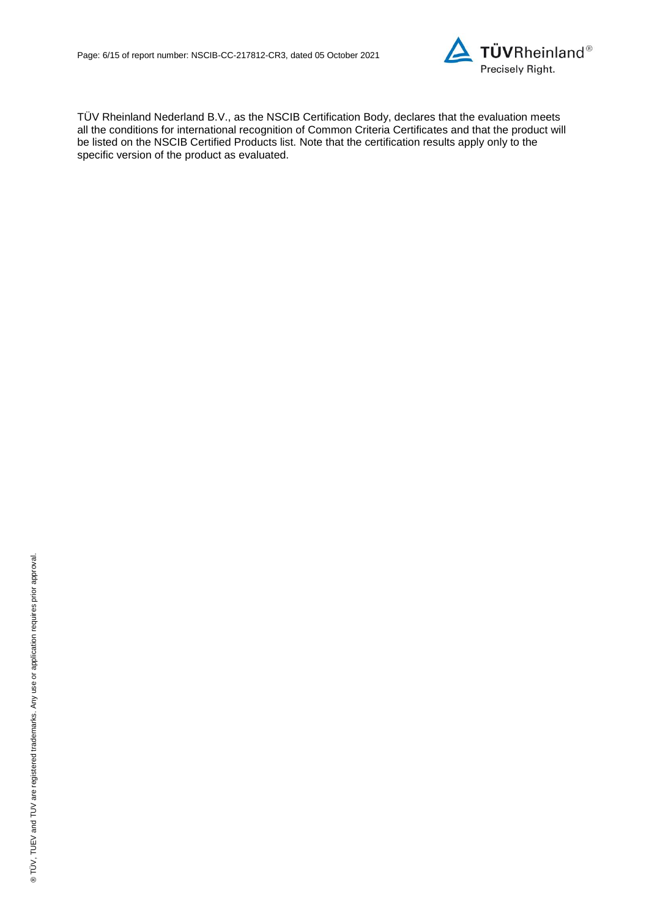TÜV Rheinland Nederland B.V., as the NSCIB Certification Body, declares that the evaluation meets all the conditions for international recognition of Common Criteria Certificates and that the product will be listed on the NSCIB Certified Products list. Note that the certification results apply only to the specific version of the product as evaluated.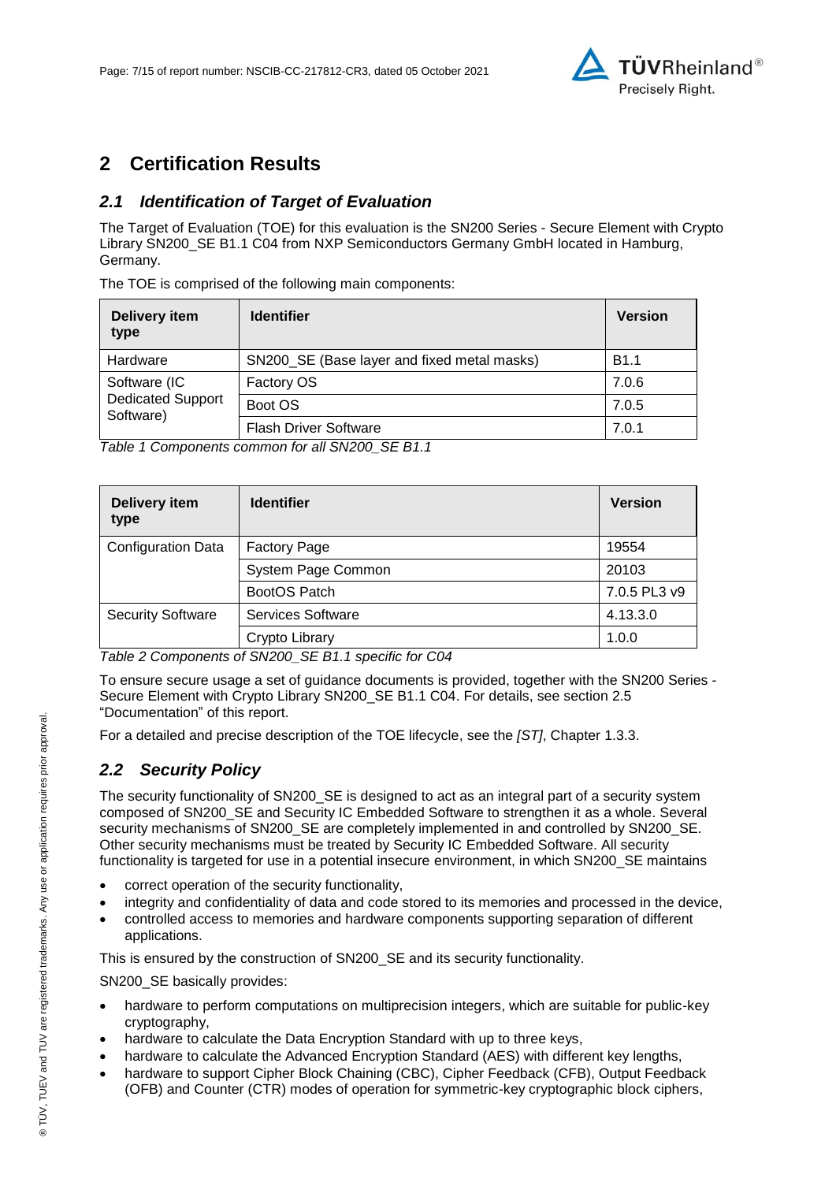# 2 Certification Results

## *2.1 Identification of Target of Evaluation*

The Target of Evaluation (TOE) for this evaluation is the SN200 Series - Secure Element with Crypto Library SN200_SE B1.1 C04 from NXP Semiconductors Germany GmbH located in Hamburg, Germany.

The TOE is comprised of the following main components:

| Delivery item type | Identifier | Version |
|---|---|---|
| Hardware | SN200_SE (Base layer and fixed metal masks) | B1.1 |
| Software (IC Dedicated Support Software) | Factory OS | 7.0.6 |
| | Boot OS | 7.0.5 |
| | Flash Driver Software | 7.0.1 |

*Table 1 Components common for all SN200_SE B1.1*

| Delivery item type | Identifier | Version |
|---|---|---|
| Configuration Data | Factory Page | 19554 |
| | System Page Common | 20103 |
| | BootOS Patch | 7.0.5 PL3 v9 |
| Security Software | Services Software | 4.13.3.0 |
| | Crypto Library | 1.0.0 |

*Table 2 Components of SN200_SE B1.1 specific for C04*

To ensure secure usage a set of guidance documents is provided, together with the SN200 Series - Secure Element with Crypto Library SN200_SE B1.1 C04. For details, see section 2.5 "Documentation" of this report.

For a detailed and precise description of the TOE lifecycle, see the *[ST]*, Chapter 1.3.3.

## *2.2 Security Policy*

The security functionality of SN200_SE is designed to act as an integral part of a security system composed of SN200_SE and Security IC Embedded Software to strengthen it as a whole. Several security mechanisms of SN200_SE are completely implemented in and controlled by SN200_SE. Other security mechanisms must be treated by Security IC Embedded Software. All security functionality is targeted for use in a potential insecure environment, in which SN200_SE maintains

- correct operation of the security functionality,
- integrity and confidentiality of data and code stored to its memories and processed in the device,
- controlled access to memories and hardware components supporting separation of different applications.

This is ensured by the construction of SN200_SE and its security functionality.

SN200_SE basically provides:

- hardware to perform computations on multiprecision integers, which are suitable for public-key cryptography,
- hardware to calculate the Data Encryption Standard with up to three keys,
- hardware to calculate the Advanced Encryption Standard (AES) with different key lengths,
- hardware to support Cipher Block Chaining (CBC), Cipher Feedback (CFB), Output Feedback (OFB) and Counter (CTR) modes of operation for symmetric-key cryptographic block ciphers,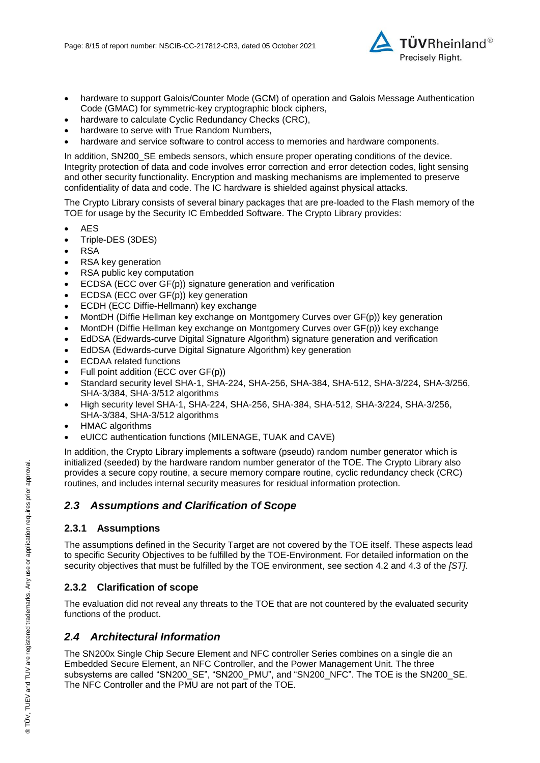- hardware to support Galois/Counter Mode (GCM) of operation and Galois Message Authentication Code (GMAC) for symmetric-key cryptographic block ciphers,
- hardware to calculate Cyclic Redundancy Checks (CRC),
- hardware to serve with True Random Numbers,
- hardware and service software to control access to memories and hardware components.

In addition, SN200_SE embeds sensors, which ensure proper operating conditions of the device. Integrity protection of data and code involves error correction and error detection codes, light sensing and other security functionality. Encryption and masking mechanisms are implemented to preserve confidentiality of data and code. The IC hardware is shielded against physical attacks.

The Crypto Library consists of several binary packages that are pre-loaded to the Flash memory of the TOE for usage by the Security IC Embedded Software. The Crypto Library provides:

- AES
- Triple-DES (3DES)
- RSA
- RSA key generation
- RSA public key computation
- ECDSA (ECC over GF(p)) signature generation and verification
- ECDSA (ECC over GF(p)) key generation
- ECDH (ECC Diffie-Hellmann) key exchange
- MontDH (Diffie Hellman key exchange on Montgomery Curves over GF(p)) key generation
- MontDH (Diffie Hellman key exchange on Montgomery Curves over GF(p)) key exchange
- EdDSA (Edwards-curve Digital Signature Algorithm) signature generation and verification
- EdDSA (Edwards-curve Digital Signature Algorithm) key generation
- ECDAA related functions
- Full point addition (ECC over GF(p))
- Standard security level SHA-1, SHA-224, SHA-256, SHA-384, SHA-512, SHA-3/224, SHA-3/256, SHA-3/384, SHA-3/512 algorithms
- High security level SHA-1, SHA-224, SHA-256, SHA-384, SHA-512, SHA-3/224, SHA-3/256, SHA-3/384, SHA-3/512 algorithms
- HMAC algorithms
- eUICC authentication functions (MILENAGE, TUAK and CAVE)

In addition, the Crypto Library implements a software (pseudo) random number generator which is initialized (seeded) by the hardware random number generator of the TOE. The Crypto Library also provides a secure copy routine, a secure memory compare routine, cyclic redundancy check (CRC) routines, and includes internal security measures for residual information protection.

## *2.3 Assumptions and Clarification of Scope*

### 2.3.1 Assumptions

The assumptions defined in the Security Target are not covered by the TOE itself. These aspects lead to specific Security Objectives to be fulfilled by the TOE-Environment. For detailed information on the security objectives that must be fulfilled by the TOE environment, see section 4.2 and 4.3 of the *[ST]*.

### 2.3.2 Clarification of scope

The evaluation did not reveal any threats to the TOE that are not countered by the evaluated security functions of the product.

## *2.4 Architectural Information*

The SN200x Single Chip Secure Element and NFC controller Series combines on a single die an Embedded Secure Element, an NFC Controller, and the Power Management Unit. The three subsystems are called "SN200_SE", "SN200_PMU", and "SN200_NFC". The TOE is the SN200_SE. The NFC Controller and the PMU are not part of the TOE.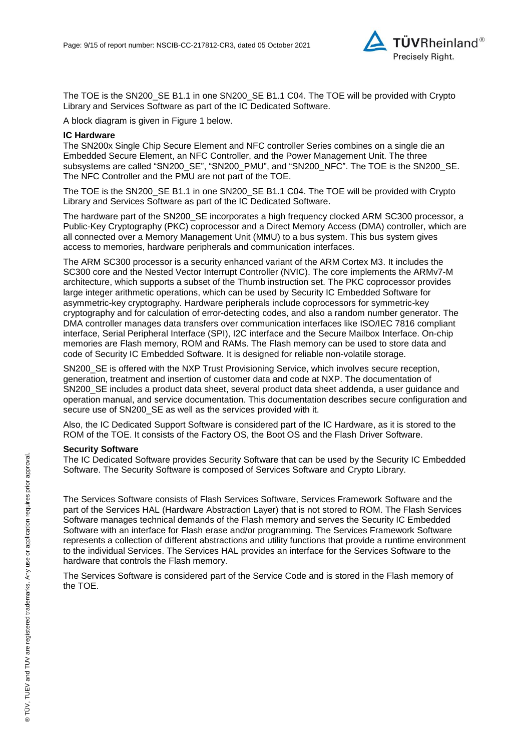The TOE is the SN200_SE B1.1 in one SN200_SE B1.1 C04. The TOE will be provided with Crypto Library and Services Software as part of the IC Dedicated Software.

A block diagram is given in Figure 1 below.

**IC Hardware**

The SN200x Single Chip Secure Element and NFC controller Series combines on a single die an Embedded Secure Element, an NFC Controller, and the Power Management Unit. The three subsystems are called "SN200_SE", "SN200_PMU", and "SN200_NFC". The TOE is the SN200_SE. The NFC Controller and the PMU are not part of the TOE.

The TOE is the SN200_SE B1.1 in one SN200_SE B1.1 C04. The TOE will be provided with Crypto Library and Services Software as part of the IC Dedicated Software.

The hardware part of the SN200_SE incorporates a high frequency clocked ARM SC300 processor, a Public-Key Cryptography (PKC) coprocessor and a Direct Memory Access (DMA) controller, which are all connected over a Memory Management Unit (MMU) to a bus system. This bus system gives access to memories, hardware peripherals and communication interfaces.

The ARM SC300 processor is a security enhanced variant of the ARM Cortex M3. It includes the SC300 core and the Nested Vector Interrupt Controller (NVIC). The core implements the ARMv7-M architecture, which supports a subset of the Thumb instruction set. The PKC coprocessor provides large integer arithmetic operations, which can be used by Security IC Embedded Software for asymmetric-key cryptography. Hardware peripherals include coprocessors for symmetric-key cryptography and for calculation of error-detecting codes, and also a random number generator. The DMA controller manages data transfers over communication interfaces like ISO/IEC 7816 compliant interface, Serial Peripheral Interface (SPI), I2C interface and the Secure Mailbox Interface. On-chip memories are Flash memory, ROM and RAMs. The Flash memory can be used to store data and code of Security IC Embedded Software. It is designed for reliable non-volatile storage.

SN200_SE is offered with the NXP Trust Provisioning Service, which involves secure reception, generation, treatment and insertion of customer data and code at NXP. The documentation of SN200_SE includes a product data sheet, several product data sheet addenda, a user guidance and operation manual, and service documentation. This documentation describes secure configuration and secure use of SN200_SE as well as the services provided with it.

Also, the IC Dedicated Support Software is considered part of the IC Hardware, as it is stored to the ROM of the TOE. It consists of the Factory OS, the Boot OS and the Flash Driver Software.

**Security Software**

The IC Dedicated Software provides Security Software that can be used by the Security IC Embedded Software. The Security Software is composed of Services Software and Crypto Library.

The Services Software consists of Flash Services Software, Services Framework Software and the part of the Services HAL (Hardware Abstraction Layer) that is not stored to ROM. The Flash Services Software manages technical demands of the Flash memory and serves the Security IC Embedded Software with an interface for Flash erase and/or programming. The Services Framework Software represents a collection of different abstractions and utility functions that provide a runtime environment to the individual Services. The Services HAL provides an interface for the Services Software to the hardware that controls the Flash memory.

The Services Software is considered part of the Service Code and is stored in the Flash memory of the TOE.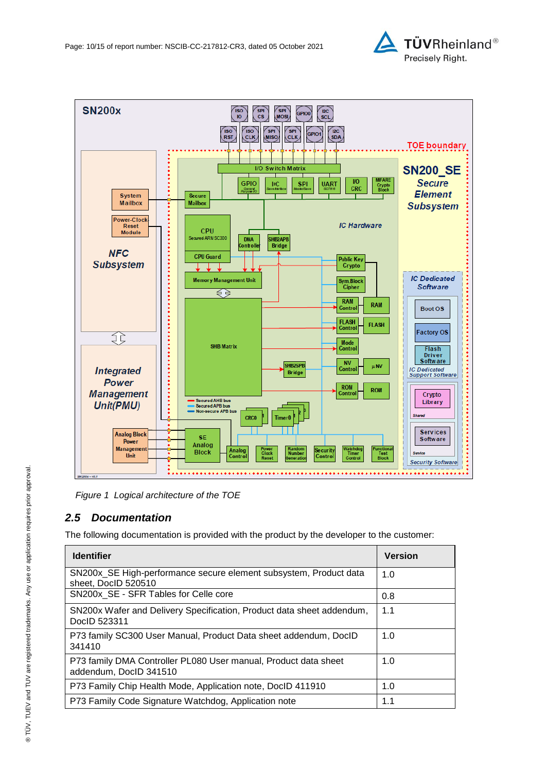Figure 1 Logical architecture of the TOE

## 2.5 Documentation

The following documentation is provided with the product by the developer to the customer:

| Identifier | Version |
|---|---|
| SN200x_SE High-performance secure element subsystem, Product data sheet, DocID 520510 | 1.0 |
| SN200x_SE - SFR Tables for Celle core | 0.8 |
| SN200x Wafer and Delivery Specification, Product data sheet addendum, DocID 523311 | 1.1 |
| P73 family SC300 User Manual, Product Data sheet addendum, DocID 341410 | 1.0 |
| P73 family DMA Controller PL080 User manual, Product data sheet addendum, DocID 341510 | 1.0 |
| P73 Family Chip Health Mode, Application note, DocID 411910 | 1.0 |
| P73 Family Code Signature Watchdog, Application note | 1.1 |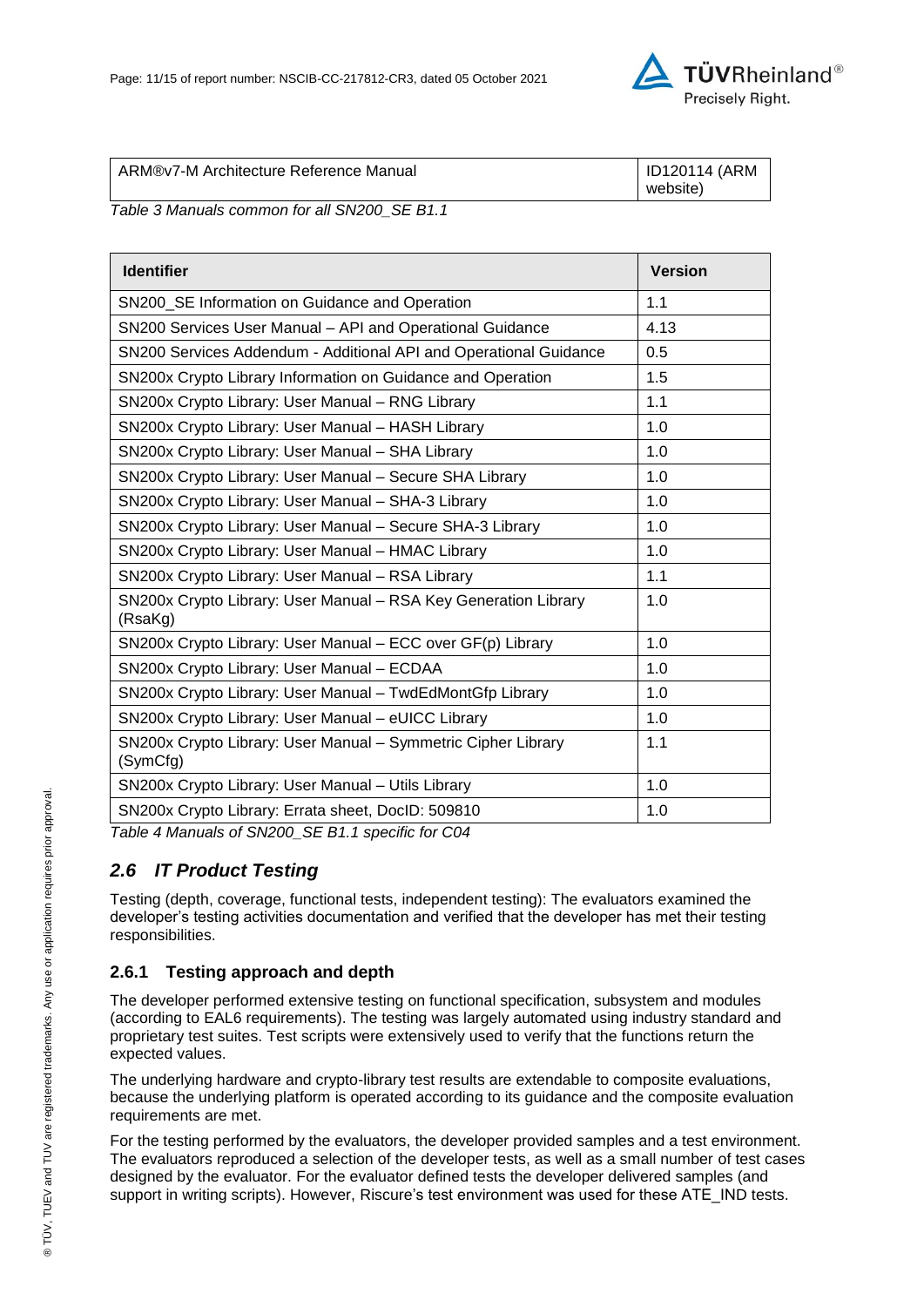| ARM®v7-M Architecture Reference Manual | ID120114 (ARM website) |
|---|---|

*Table 3 Manuals common for all SN200_SE B1.1*

| **Identifier** | **Version** |
|---|---|
| SN200_SE Information on Guidance and Operation | 1.1 |
| SN200 Services User Manual – API and Operational Guidance | 4.13 |
| SN200 Services Addendum - Additional API and Operational Guidance | 0.5 |
| SN200x Crypto Library Information on Guidance and Operation | 1.5 |
| SN200x Crypto Library: User Manual – RNG Library | 1.1 |
| SN200x Crypto Library: User Manual – HASH Library | 1.0 |
| SN200x Crypto Library: User Manual – SHA Library | 1.0 |
| SN200x Crypto Library: User Manual – Secure SHA Library | 1.0 |
| SN200x Crypto Library: User Manual – SHA-3 Library | 1.0 |
| SN200x Crypto Library: User Manual – Secure SHA-3 Library | 1.0 |
| SN200x Crypto Library: User Manual – HMAC Library | 1.0 |
| SN200x Crypto Library: User Manual – RSA Library | 1.1 |
| SN200x Crypto Library: User Manual – RSA Key Generation Library (RsaKg) | 1.0 |
| SN200x Crypto Library: User Manual – ECC over GF(p) Library | 1.0 |
| SN200x Crypto Library: User Manual – ECDAA | 1.0 |
| SN200x Crypto Library: User Manual – TwdEdMontGfp Library | 1.0 |
| SN200x Crypto Library: User Manual – eUICC Library | 1.0 |
| SN200x Crypto Library: User Manual – Symmetric Cipher Library (SymCfg) | 1.1 |
| SN200x Crypto Library: User Manual – Utils Library | 1.0 |
| SN200x Crypto Library: Errata sheet, DocID: 509810 | 1.0 |

*Table 4 Manuals of SN200_SE B1.1 specific for C04*

## *2.6 IT Product Testing*

Testing (depth, coverage, functional tests, independent testing): The evaluators examined the developer's testing activities documentation and verified that the developer has met their testing responsibilities.

### 2.6.1 Testing approach and depth

The developer performed extensive testing on functional specification, subsystem and modules (according to EAL6 requirements). The testing was largely automated using industry standard and proprietary test suites. Test scripts were extensively used to verify that the functions return the expected values.

The underlying hardware and crypto-library test results are extendable to composite evaluations, because the underlying platform is operated according to its guidance and the composite evaluation requirements are met.

For the testing performed by the evaluators, the developer provided samples and a test environment. The evaluators reproduced a selection of the developer tests, as well as a small number of test cases designed by the evaluator. For the evaluator defined tests the developer delivered samples (and support in writing scripts). However, Riscure's test environment was used for these ATE_IND tests.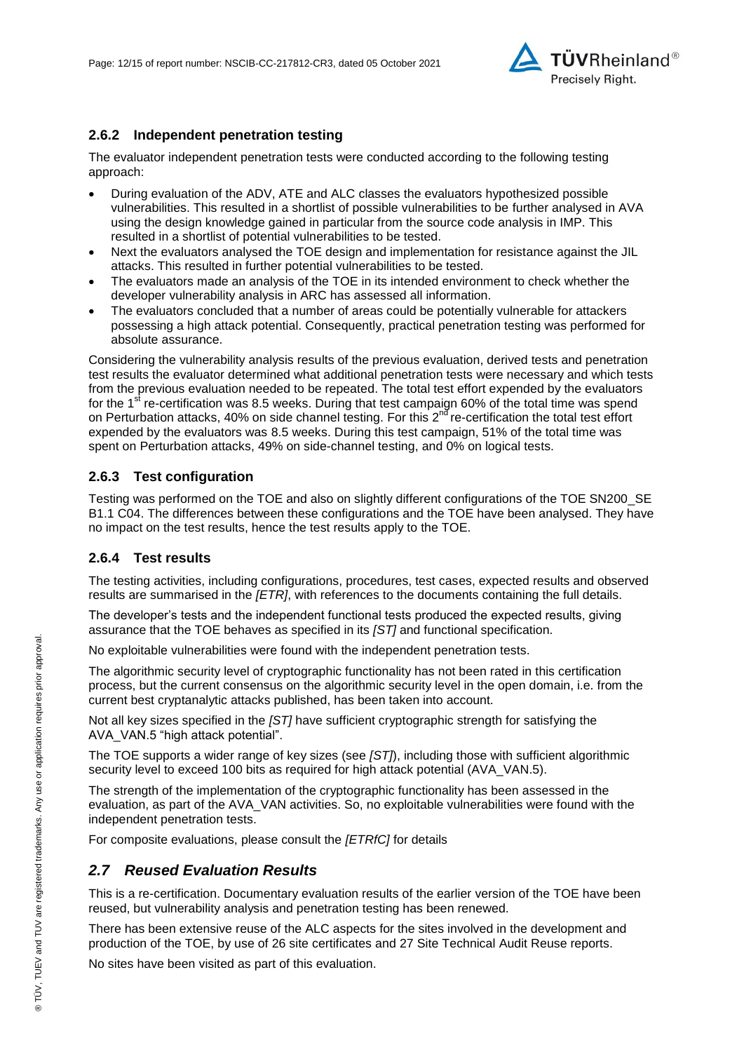### 2.6.2 Independent penetration testing

The evaluator independent penetration tests were conducted according to the following testing approach:

- During evaluation of the ADV, ATE and ALC classes the evaluators hypothesized possible vulnerabilities. This resulted in a shortlist of possible vulnerabilities to be further analysed in AVA using the design knowledge gained in particular from the source code analysis in IMP. This resulted in a shortlist of potential vulnerabilities to be tested.
- Next the evaluators analysed the TOE design and implementation for resistance against the JIL attacks. This resulted in further potential vulnerabilities to be tested.
- The evaluators made an analysis of the TOE in its intended environment to check whether the developer vulnerability analysis in ARC has assessed all information.
- The evaluators concluded that a number of areas could be potentially vulnerable for attackers possessing a high attack potential. Consequently, practical penetration testing was performed for absolute assurance.

Considering the vulnerability analysis results of the previous evaluation, derived tests and penetration test results the evaluator determined what additional penetration tests were necessary and which tests from the previous evaluation needed to be repeated. The total test effort expended by the evaluators for the 1st re-certification was 8.5 weeks. During that test campaign 60% of the total time was spend on Perturbation attacks, 40% on side channel testing. For this 2nd re-certification the total test effort expended by the evaluators was 8.5 weeks. During this test campaign, 51% of the total time was spent on Perturbation attacks, 49% on side-channel testing, and 0% on logical tests.

### 2.6.3 Test configuration

Testing was performed on the TOE and also on slightly different configurations of the TOE SN200_SE B1.1 C04. The differences between these configurations and the TOE have been analysed. They have no impact on the test results, hence the test results apply to the TOE.

### 2.6.4 Test results

The testing activities, including configurations, procedures, test cases, expected results and observed results are summarised in the *[ETR]*, with references to the documents containing the full details.

The developer's tests and the independent functional tests produced the expected results, giving assurance that the TOE behaves as specified in its *[ST]* and functional specification.

No exploitable vulnerabilities were found with the independent penetration tests.

The algorithmic security level of cryptographic functionality has not been rated in this certification process, but the current consensus on the algorithmic security level in the open domain, i.e. from the current best cryptanalytic attacks published, has been taken into account.

Not all key sizes specified in the *[ST]* have sufficient cryptographic strength for satisfying the AVA_VAN.5 "high attack potential".

The TOE supports a wider range of key sizes (see *[ST]*), including those with sufficient algorithmic security level to exceed 100 bits as required for high attack potential (AVA_VAN.5).

The strength of the implementation of the cryptographic functionality has been assessed in the evaluation, as part of the AVA_VAN activities. So, no exploitable vulnerabilities were found with the independent penetration tests.

For composite evaluations, please consult the *[ETRfC]* for details

## *2.7 Reused Evaluation Results*

This is a re-certification. Documentary evaluation results of the earlier version of the TOE have been reused, but vulnerability analysis and penetration testing has been renewed.

There has been extensive reuse of the ALC aspects for the sites involved in the development and production of the TOE, by use of 26 site certificates and 27 Site Technical Audit Reuse reports.

No sites have been visited as part of this evaluation.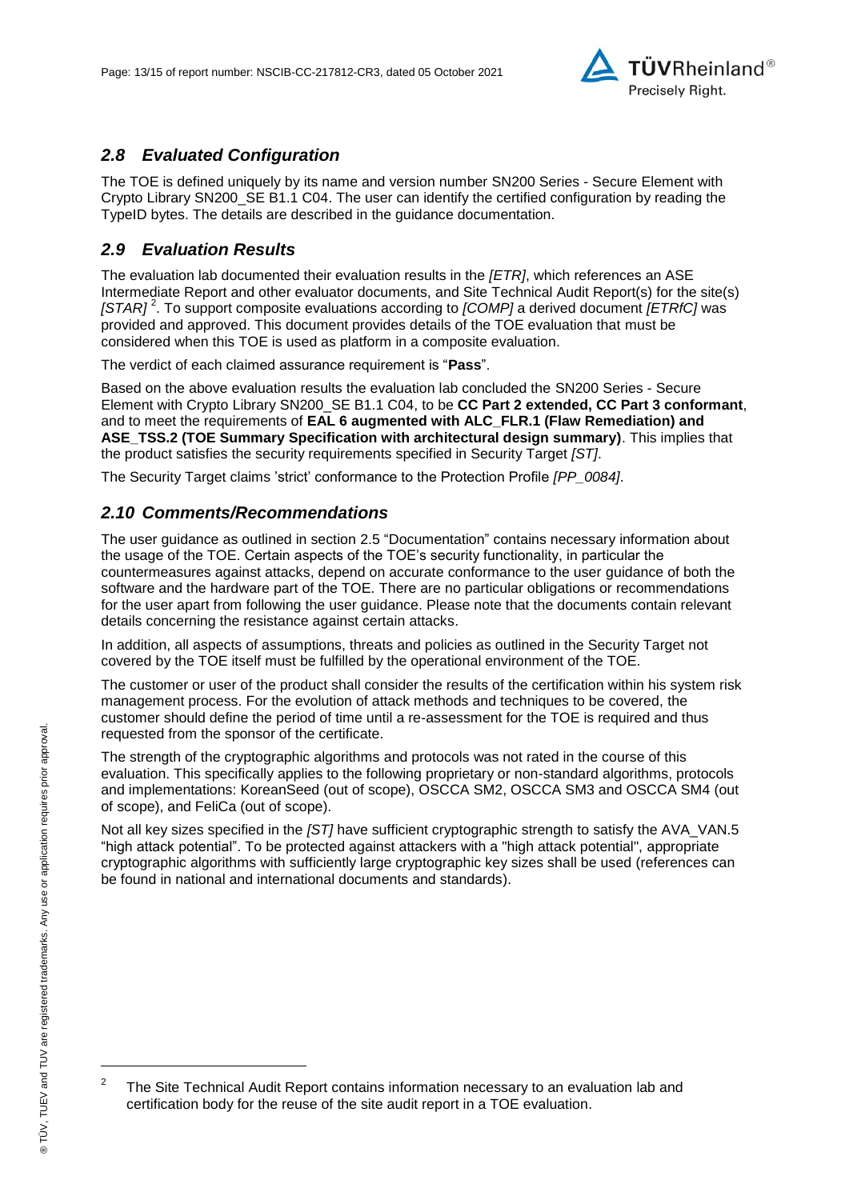## *2.8 Evaluated Configuration*

The TOE is defined uniquely by its name and version number SN200 Series - Secure Element with Crypto Library SN200_SE B1.1 C04. The user can identify the certified configuration by reading the TypeID bytes. The details are described in the guidance documentation.

## *2.9 Evaluation Results*

The evaluation lab documented their evaluation results in the *[ETR]*, which references an ASE Intermediate Report and other evaluator documents, and Site Technical Audit Report(s) for the site(s) *[STAR]* [2]. To support composite evaluations according to *[COMP]* a derived document *[ETRfC]* was provided and approved. This document provides details of the TOE evaluation that must be considered when this TOE is used as platform in a composite evaluation.

The verdict of each claimed assurance requirement is "**Pass**".

Based on the above evaluation results the evaluation lab concluded the SN200 Series - Secure Element with Crypto Library SN200_SE B1.1 C04, to be **CC Part 2 extended, CC Part 3 conformant**, and to meet the requirements of **EAL 6 augmented with ALC_FLR.1 (Flaw Remediation) and ASE_TSS.2 (TOE Summary Specification with architectural design summary)**. This implies that the product satisfies the security requirements specified in Security Target *[ST]*.

The Security Target claims 'strict' conformance to the Protection Profile *[PP_0084]*.

## *2.10 Comments/Recommendations*

The user guidance as outlined in section 2.5 "Documentation" contains necessary information about the usage of the TOE. Certain aspects of the TOE's security functionality, in particular the countermeasures against attacks, depend on accurate conformance to the user guidance of both the software and the hardware part of the TOE. There are no particular obligations or recommendations for the user apart from following the user guidance. Please note that the documents contain relevant details concerning the resistance against certain attacks.

In addition, all aspects of assumptions, threats and policies as outlined in the Security Target not covered by the TOE itself must be fulfilled by the operational environment of the TOE.

The customer or user of the product shall consider the results of the certification within his system risk management process. For the evolution of attack methods and techniques to be covered, the customer should define the period of time until a re-assessment for the TOE is required and thus requested from the sponsor of the certificate.

The strength of the cryptographic algorithms and protocols was not rated in the course of this evaluation. This specifically applies to the following proprietary or non-standard algorithms, protocols and implementations: KoreanSeed (out of scope), OSCCA SM2, OSCCA SM3 and OSCCA SM4 (out of scope), and FeliCa (out of scope).

Not all key sizes specified in the *[ST]* have sufficient cryptographic strength to satisfy the AVA_VAN.5 "high attack potential". To be protected against attackers with a "high attack potential", appropriate cryptographic algorithms with sufficiently large cryptographic key sizes shall be used (references can be found in national and international documents and standards).

---

[2] The Site Technical Audit Report contains information necessary to an evaluation lab and certification body for the reuse of the site audit report in a TOE evaluation.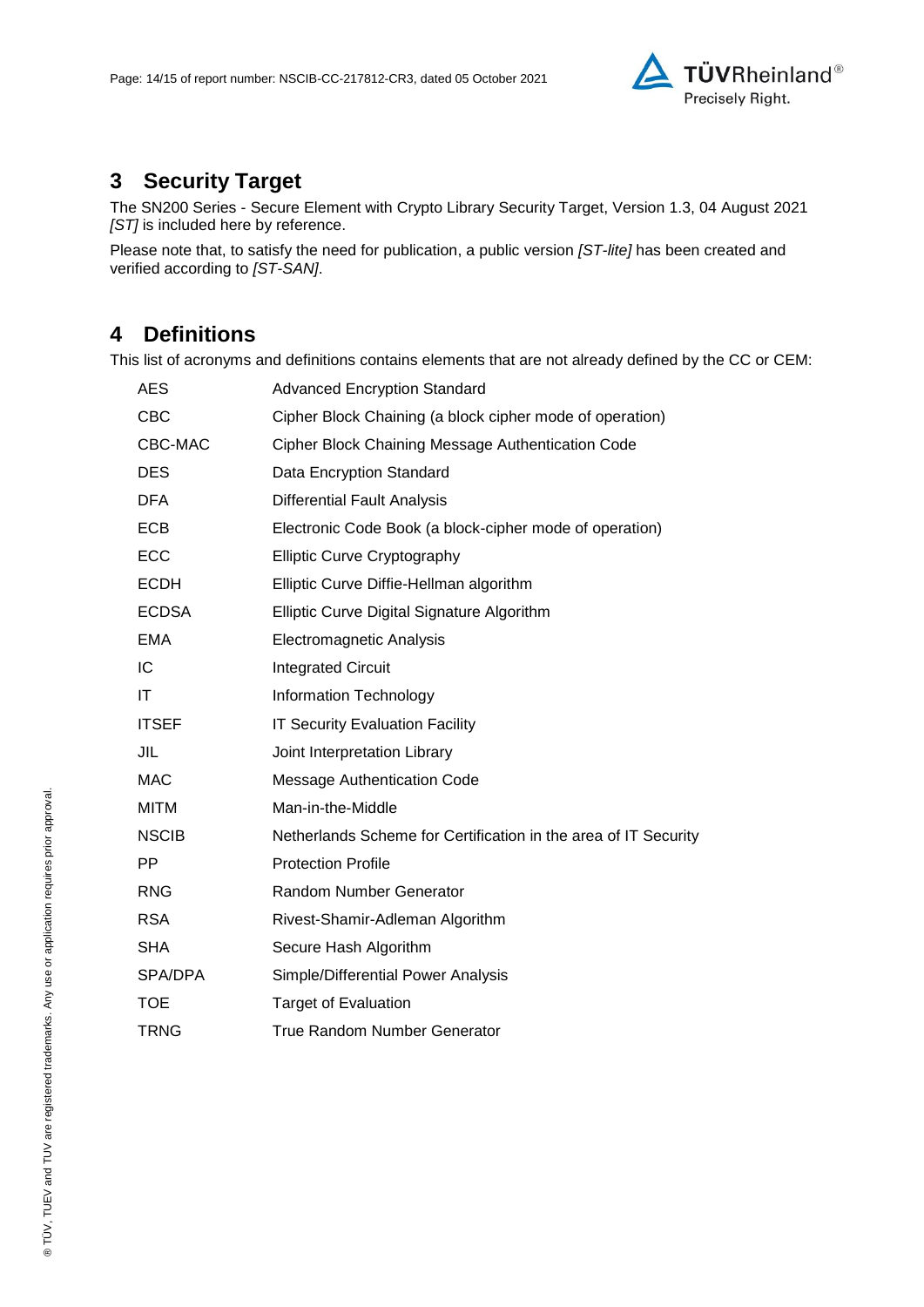# 3 Security Target

The SN200 Series - Secure Element with Crypto Library Security Target, Version 1.3, 04 August 2021 *[ST]* is included here by reference.

Please note that, to satisfy the need for publication, a public version *[ST-lite]* has been created and verified according to *[ST-SAN]*.

# 4 Definitions

This list of acronyms and definitions contains elements that are not already defined by the CC or CEM:

| | |
|---|---|
| AES | Advanced Encryption Standard |
| CBC | Cipher Block Chaining (a block cipher mode of operation) |
| CBC-MAC | Cipher Block Chaining Message Authentication Code |
| DES | Data Encryption Standard |
| DFA | Differential Fault Analysis |
| ECB | Electronic Code Book (a block-cipher mode of operation) |
| ECC | Elliptic Curve Cryptography |
| ECDH | Elliptic Curve Diffie-Hellman algorithm |
| ECDSA | Elliptic Curve Digital Signature Algorithm |
| EMA | Electromagnetic Analysis |
| IC | Integrated Circuit |
| IT | Information Technology |
| ITSEF | IT Security Evaluation Facility |
| JIL | Joint Interpretation Library |
| MAC | Message Authentication Code |
| MITM | Man-in-the-Middle |
| NSCIB | Netherlands Scheme for Certification in the area of IT Security |
| PP | Protection Profile |
| RNG | Random Number Generator |
| RSA | Rivest-Shamir-Adleman Algorithm |
| SHA | Secure Hash Algorithm |
| SPA/DPA | Simple/Differential Power Analysis |
| TOE | Target of Evaluation |
| TRNG | True Random Number Generator |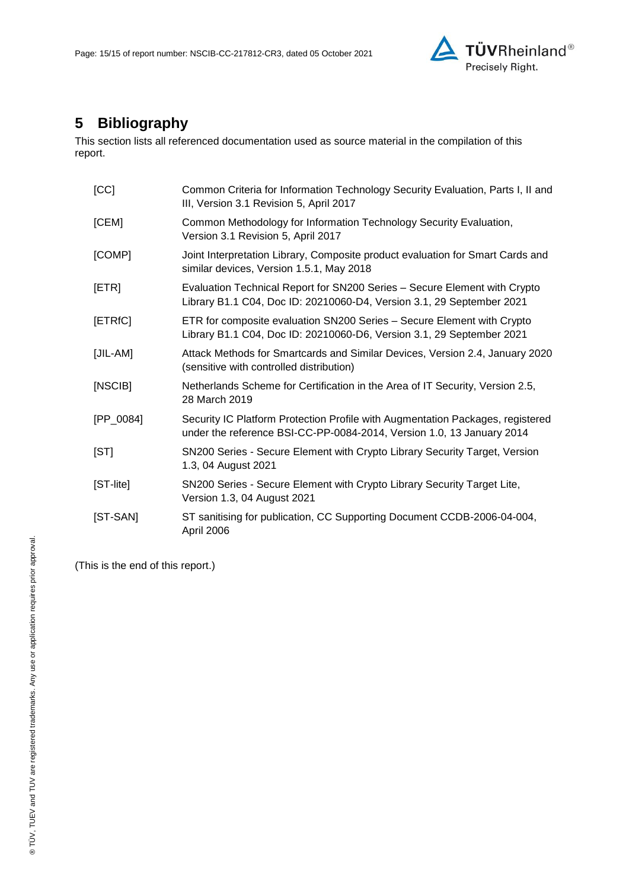## 5 Bibliography

This section lists all referenced documentation used as source material in the compilation of this report.

| | |
|---|---|
| [CC] | Common Criteria for Information Technology Security Evaluation, Parts I, II and III, Version 3.1 Revision 5, April 2017 |
| [CEM] | Common Methodology for Information Technology Security Evaluation, Version 3.1 Revision 5, April 2017 |
| [COMP] | Joint Interpretation Library, Composite product evaluation for Smart Cards and similar devices, Version 1.5.1, May 2018 |
| [ETR] | Evaluation Technical Report for SN200 Series – Secure Element with Crypto Library B1.1 C04, Doc ID: 20210060-D4, Version 3.1, 29 September 2021 |
| [ETRfC] | ETR for composite evaluation SN200 Series – Secure Element with Crypto Library B1.1 C04, Doc ID: 20210060-D6, Version 3.1, 29 September 2021 |
| [JIL-AM] | Attack Methods for Smartcards and Similar Devices, Version 2.4, January 2020 (sensitive with controlled distribution) |
| [NSCIB] | Netherlands Scheme for Certification in the Area of IT Security, Version 2.5, 28 March 2019 |
| [PP_0084] | Security IC Platform Protection Profile with Augmentation Packages, registered under the reference BSI-CC-PP-0084-2014, Version 1.0, 13 January 2014 |
| [ST] | SN200 Series - Secure Element with Crypto Library Security Target, Version 1.3, 04 August 2021 |
| [ST-lite] | SN200 Series - Secure Element with Crypto Library Security Target Lite, Version 1.3, 04 August 2021 |
| [ST-SAN] | ST sanitising for publication, CC Supporting Document CCDB-2006-04-004, April 2006 |

(This is the end of this report.)